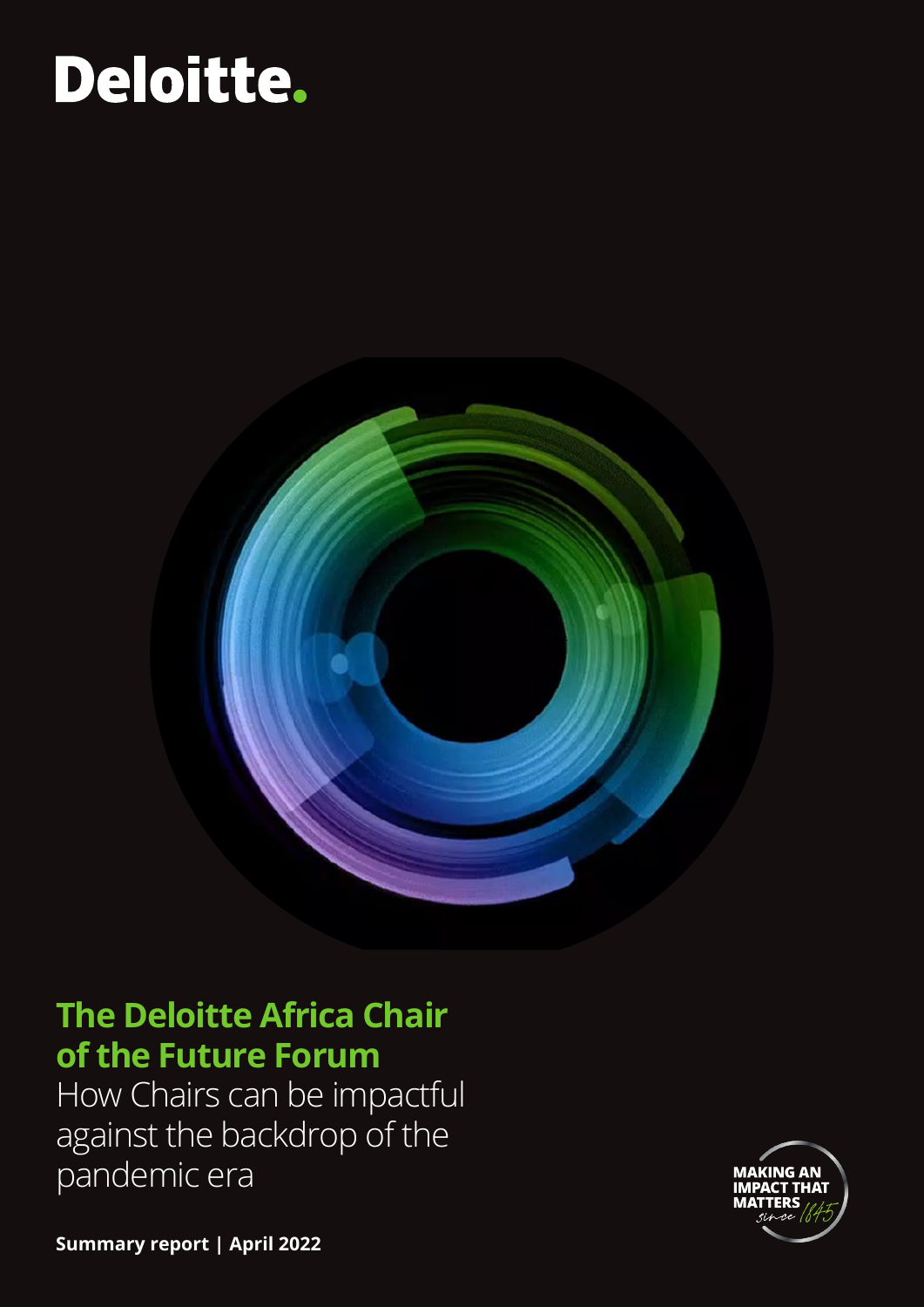Deloitte.

# The Deloitte Africa Chair of the Future Forum

How Chairs can be impactful against the backdrop of the pandemic era

MAKING AN IMPACT THAT MATTERS since 1845

**Summary report | April 2022**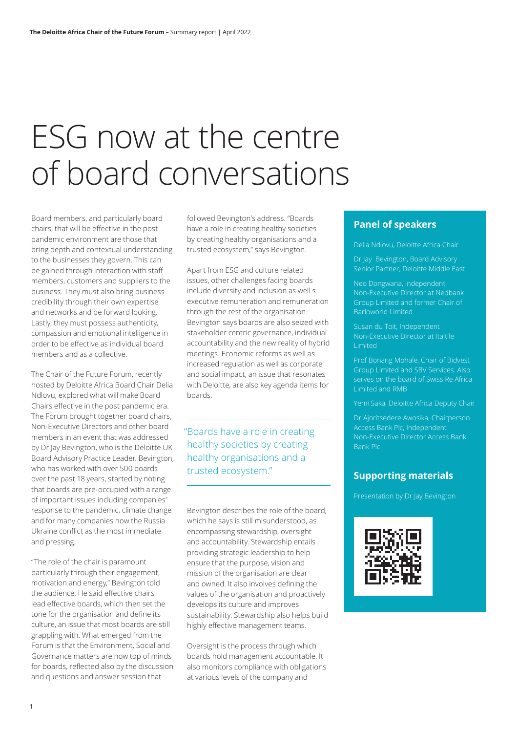# ESG now at the centre of board conversations

Board members, and particularly board chairs, that will be effective in the post pandemic environment are those that bring depth and contextual understanding to the businesses they govern. This can be gained through interaction with staff members, customers and suppliers to the business. They must also bring business credibility through their own expertise and networks and be forward looking. Lastly, they must possess authenticity, compassion and emotional intelligence in order to be effective as individual board members and as a collective.

The Chair of the Future Forum, recently hosted by Deloitte Africa Board Chair Delia Ndlovu, explored what will make Board Chairs effective in the post pandemic era. The Forum brought together board chairs, Non-Executive Directors and other board members in an event that was addressed by Dr Jay Bevington, who is the Deloitte UK Board Advisory Practice Leader. Bevington, who has worked with over 500 boards over the past 18 years, started by noting that boards are pre-occupied with a range of important issues including companies' response to the pandemic, climate change and for many companies now the Russia Ukraine conflict as the most immediate and pressing,

"The role of the chair is paramount particularly through their engagement, motivation and energy," Bevington told the audience. He said effective chairs lead effective boards, which then set the tone for the organisation and define its culture, an issue that most boards are still grappling with. What emerged from the Forum is that the Environment, Social and Governance matters are now top of minds for boards, reflected also by the discussion and questions and answer session that followed Bevington's address. "Boards have a role in creating healthy societies by creating healthy organisations and a trusted ecosystem," says Bevington.

Apart from ESG and culture related issues, other challenges facing boards include diversity and inclusion as well s executive remuneration and remuneration through the rest of the organisation. Bevington says boards are also seized with stakeholder centric governance, individual accountability and the new reality of hybrid meetings. Economic reforms as well as increased regulation as well as corporate and social impact, an issue that resonates with Deloitte, are also key agenda items for boards.

> "Boards have a role in creating healthy societies by creating healthy organisations and a trusted ecosystem."

Bevington describes the role of the board, which he says is still misunderstood, as encompassing stewardship, oversight and accountability. Stewardship entails providing strategic leadership to help ensure that the purpose, vision and mission of the organisation are clear and owned. It also involves defining the values of the organisation and proactively develops its culture and improves sustainability. Stewardship also helps build highly effective management teams.

Oversight is the process through which boards hold management accountable. It also monitors compliance with obligations at various levels of the company and

## Panel of speakers

Delia Ndlovu, Deloitte Africa Chair

Dr Jay Bevington, Board Advisory Senior Partner, Deloitte Middle East

Neo Dongwana, Independent Non-Executive Director at Nedbank Group Limited and former Chair of Barloworld Limited

Susan du Toit, Independent Non-Executive Director at Italtile Limited

Prof Bonang Mohale, Chair of Bidvest Group Limited and SBV Services. Also serves on the board of Swiss Re Africa Limited and RMB

Yemi Saka, Deloitte Africa Deputy Chair

Dr Ajoritsedere Awosika, Chairperson Access Bank Plc, Independent Non-Executive Director Access Bank Bank Plc

## Supporting materials

Presentation by Dr Jay Bevington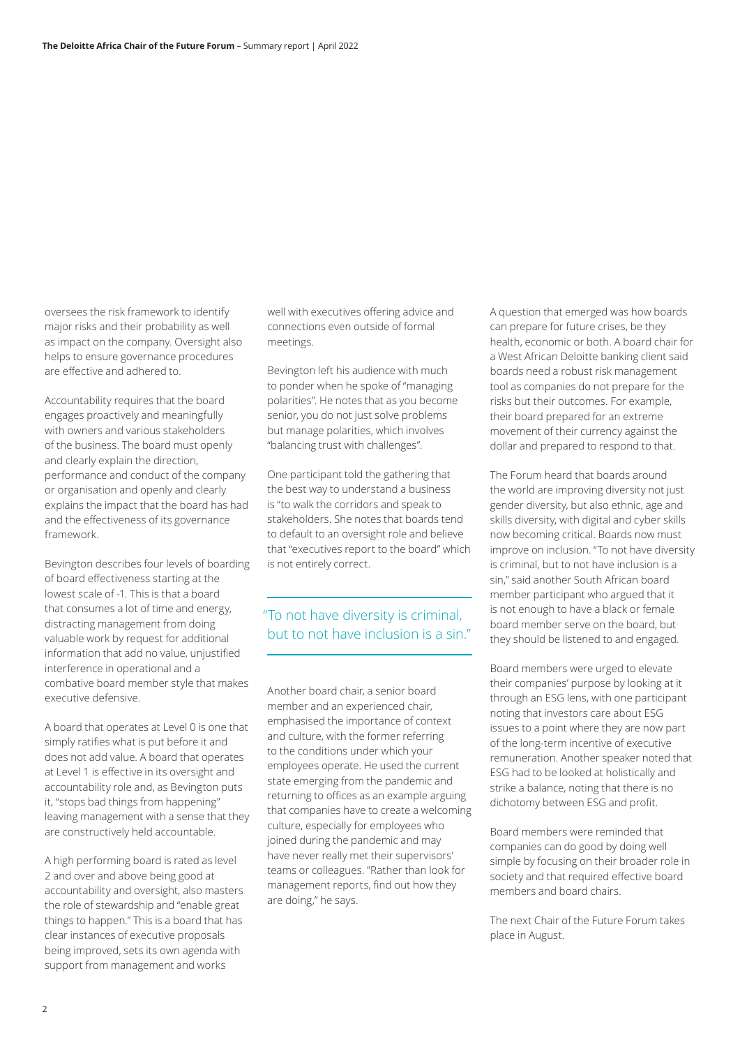oversees the risk framework to identify major risks and their probability as well as impact on the company. Oversight also helps to ensure governance procedures are effective and adhered to.

Accountability requires that the board engages proactively and meaningfully with owners and various stakeholders of the business. The board must openly and clearly explain the direction, performance and conduct of the company or organisation and openly and clearly explains the impact that the board has had and the effectiveness of its governance framework.

Bevington describes four levels of boarding of board effectiveness starting at the lowest scale of -1. This is that a board that consumes a lot of time and energy, distracting management from doing valuable work by request for additional information that add no value, unjustified interference in operational and a combative board member style that makes executive defensive.

A board that operates at Level 0 is one that simply ratifies what is put before it and does not add value. A board that operates at Level 1 is effective in its oversight and accountability role and, as Bevington puts it, "stops bad things from happening" leaving management with a sense that they are constructively held accountable.

A high performing board is rated as level 2 and over and above being good at accountability and oversight, also masters the role of stewardship and "enable great things to happen." This is a board that has clear instances of executive proposals being improved, sets its own agenda with support from management and works well with executives offering advice and connections even outside of formal meetings.

Bevington left his audience with much to ponder when he spoke of "managing polarities". He notes that as you become senior, you do not just solve problems but manage polarities, which involves "balancing trust with challenges".

One participant told the gathering that the best way to understand a business is "to walk the corridors and speak to stakeholders. She notes that boards tend to default to an oversight role and believe that "executives report to the board" which is not entirely correct.

> "To not have diversity is criminal, but to not have inclusion is a sin."

Another board chair, a senior board member and an experienced chair, emphasised the importance of context and culture, with the former referring to the conditions under which your employees operate. He used the current state emerging from the pandemic and returning to offices as an example arguing that companies have to create a welcoming culture, especially for employees who joined during the pandemic and may have never really met their supervisors' teams or colleagues. "Rather than look for management reports, find out how they are doing," he says.

A question that emerged was how boards can prepare for future crises, be they health, economic or both. A board chair for a West African Deloitte banking client said boards need a robust risk management tool as companies do not prepare for the risks but their outcomes. For example, their board prepared for an extreme movement of their currency against the dollar and prepared to respond to that.

The Forum heard that boards around the world are improving diversity not just gender diversity, but also ethnic, age and skills diversity, with digital and cyber skills now becoming critical. Boards now must improve on inclusion. "To not have diversity is criminal, but to not have inclusion is a sin," said another South African board member participant who argued that it is not enough to have a black or female board member serve on the board, but they should be listened to and engaged.

Board members were urged to elevate their companies' purpose by looking at it through an ESG lens, with one participant noting that investors care about ESG issues to a point where they are now part of the long-term incentive of executive remuneration. Another speaker noted that ESG had to be looked at holistically and strike a balance, noting that there is no dichotomy between ESG and profit.

Board members were reminded that companies can do good by doing well simple by focusing on their broader role in society and that required effective board members and board chairs.

The next Chair of the Future Forum takes place in August.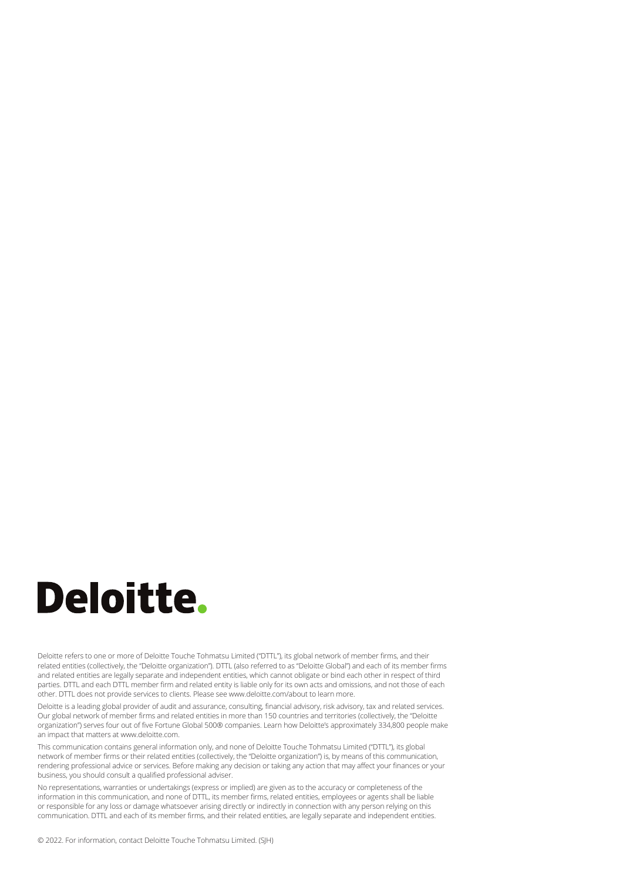Deloitte.

Deloitte refers to one or more of Deloitte Touche Tohmatsu Limited ("DTTL"), its global network of member firms, and their related entities (collectively, the "Deloitte organization"). DTTL (also referred to as "Deloitte Global") and each of its member firms and related entities are legally separate and independent entities, which cannot obligate or bind each other in respect of third parties. DTTL and each DTTL member firm and related entity is liable only for its own acts and omissions, and not those of each other. DTTL does not provide services to clients. Please see www.deloitte.com/about to learn more.

Deloitte is a leading global provider of audit and assurance, consulting, financial advisory, risk advisory, tax and related services. Our global network of member firms and related entities in more than 150 countries and territories (collectively, the "Deloitte organization") serves four out of five Fortune Global 500® companies. Learn how Deloitte's approximately 334,800 people make an impact that matters at www.deloitte.com.

This communication contains general information only, and none of Deloitte Touche Tohmatsu Limited ("DTTL"), its global network of member firms or their related entities (collectively, the "Deloitte organization") is, by means of this communication, rendering professional advice or services. Before making any decision or taking any action that may affect your finances or your business, you should consult a qualified professional adviser.

No representations, warranties or undertakings (express or implied) are given as to the accuracy or completeness of the information in this communication, and none of DTTL, its member firms, related entities, employees or agents shall be liable or responsible for any loss or damage whatsoever arising directly or indirectly in connection with any person relying on this communication. DTTL and each of its member firms, and their related entities, are legally separate and independent entities.

© 2022. For information, contact Deloitte Touche Tohmatsu Limited. (SJH)